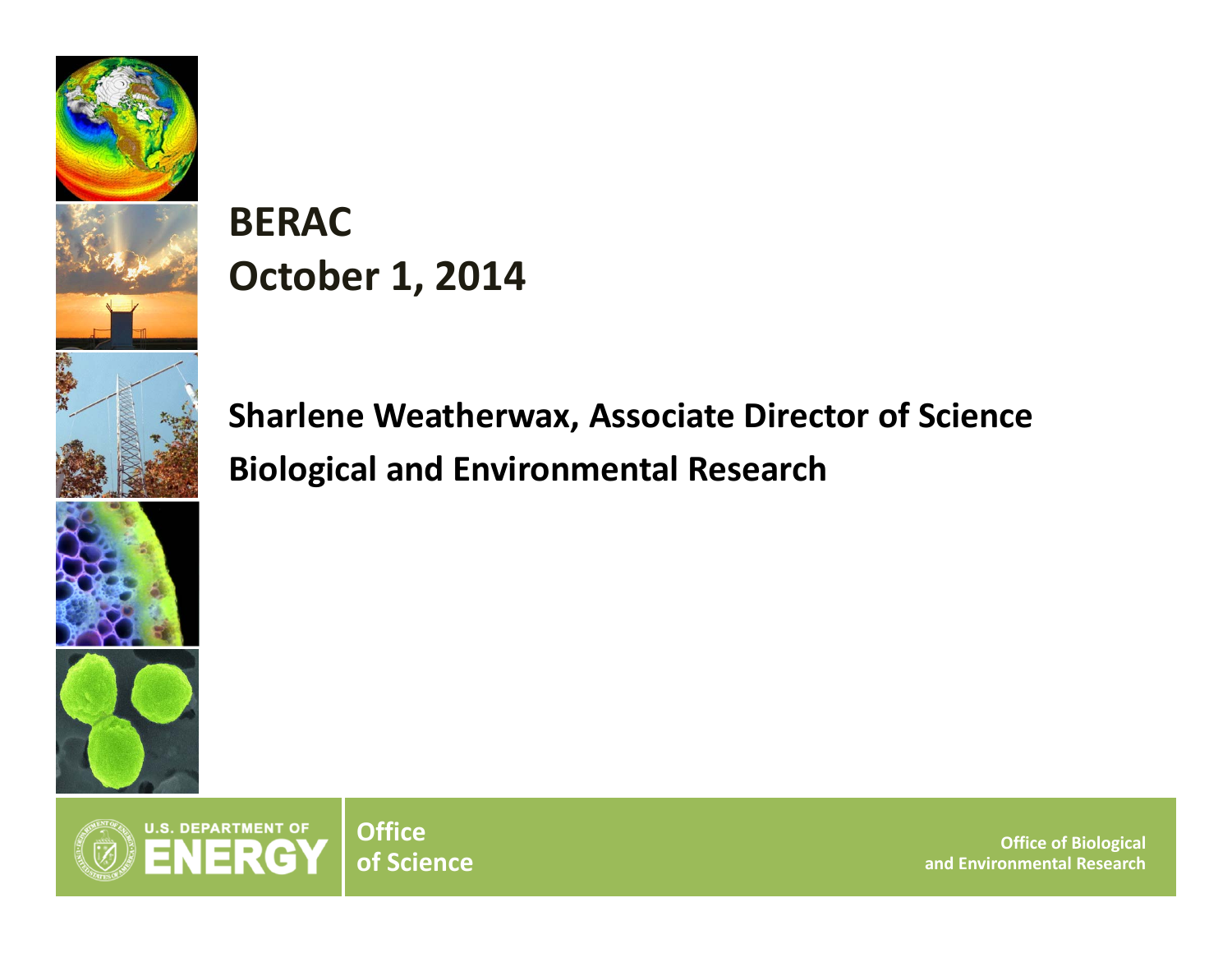# BERAC
# October 1, 2014

**Sharlene Weatherwax, Associate Director of Science**

**Biological and Environmental Research**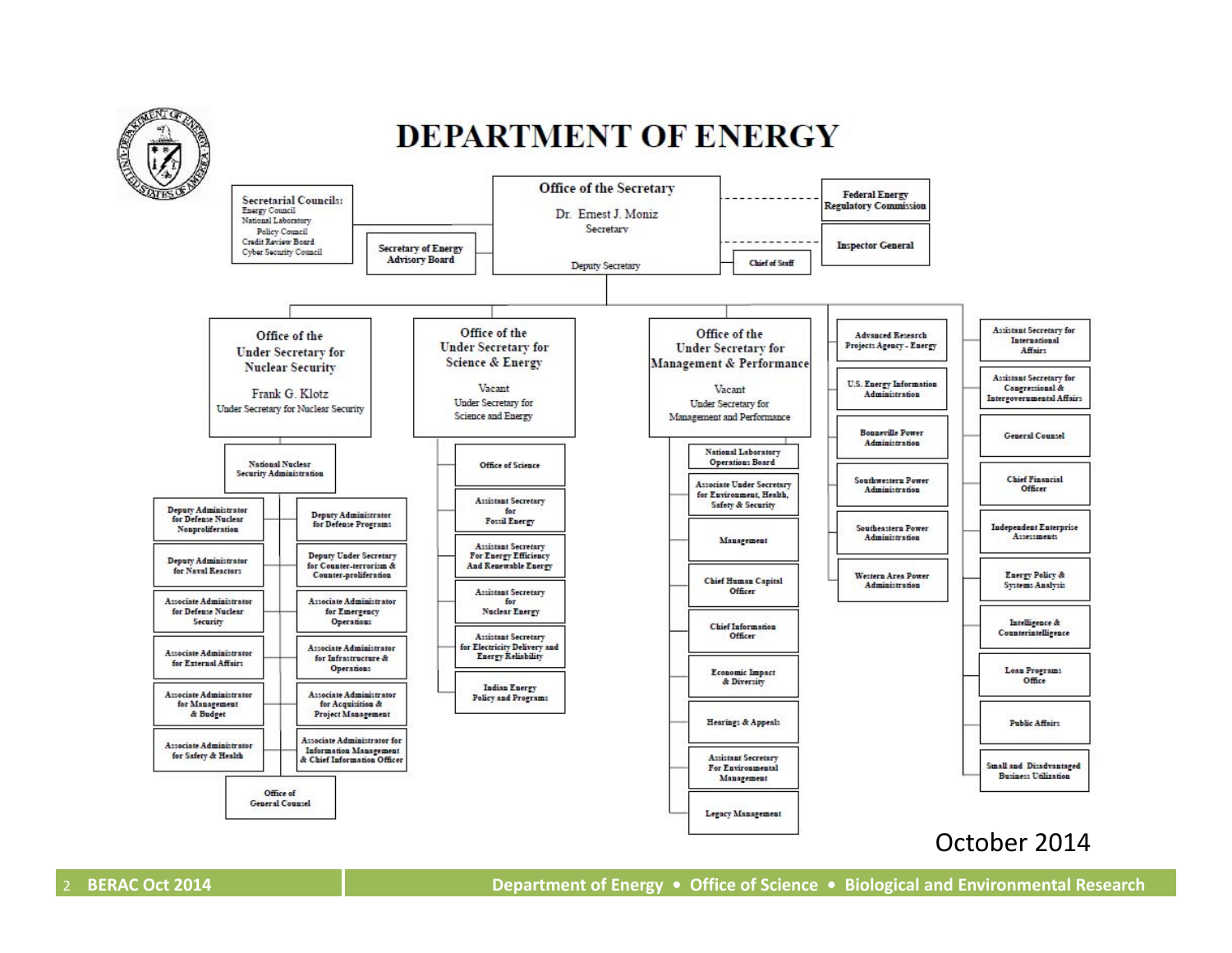# DEPARTMENT OF ENERGY

**Secretarial Councils:**
- Energy Council
- National Laboratory Policy Council
- Credit Review Board
- Cyber Security Council

**Secretary of Energy Advisory Board**

**Office of the Secretary**
Dr. Ernest J. Moniz
Secretary
Deputy Secretary

**Chief of Staff**

**Federal Energy Regulatory Commission**

**Inspector General**

## Office of the Under Secretary for Nuclear Security

Frank G. Klotz
Under Secretary for Nuclear Security

- National Nuclear Security Administration
  - Deputy Administrator for Defense Nuclear Nonproliferation
  - Deputy Administrator for Naval Reactors
  - Associate Administrator for Defense Nuclear Security
  - Associate Administrator for External Affairs
  - Associate Administrator for Management & Budget
  - Associate Administrator for Safety & Health
  - Deputy Administrator for Defense Programs
  - Deputy Under Secretary for Counter-terrorism & Counter-proliferation
  - Associate Administrator for Emergency Operations
  - Associate Administrator for Infrastructure & Operations
  - Associate Administrator for Acquisition & Project Management
  - Associate Administrator for Information Management & Chief Information Officer
  - Office of General Counsel

## Office of the Under Secretary for Science & Energy

Vacant
Under Secretary for Science and Energy

- Office of Science
- Assistant Secretary for Fossil Energy
- Assistant Secretary For Energy Efficiency And Renewable Energy
- Assistant Secretary for Nuclear Energy
- Assistant Secretary for Electricity Delivery and Energy Reliability
- Indian Energy Policy and Programs

## Office of the Under Secretary for Management & Performance

Vacant
Under Secretary for Management and Performance

- National Laboratory Operations Board
- Associate Under Secretary for Environment, Health, Safety & Security
- Management
- Chief Human Capital Officer
- Chief Information Officer
- Economic Impact & Diversity
- Hearings & Appeals
- Assistant Secretary For Environmental Management
- Legacy Management

## Other Offices

- Advanced Research Projects Agency - Energy
- U.S. Energy Information Administration
- Bonneville Power Administration
- Southwestern Power Administration
- Southeastern Power Administration
- Western Area Power Administration
- Assistant Secretary for International Affairs
- Assistant Secretary for Congressional & Intergovernmental Affairs
- General Counsel
- Chief Financial Officer
- Independent Enterprise Assessments
- Energy Policy & Systems Analysis
- Intelligence & Counterintelligence
- Loan Programs Office
- Public Affairs
- Small and Disadvantaged Business Utilization

October 2014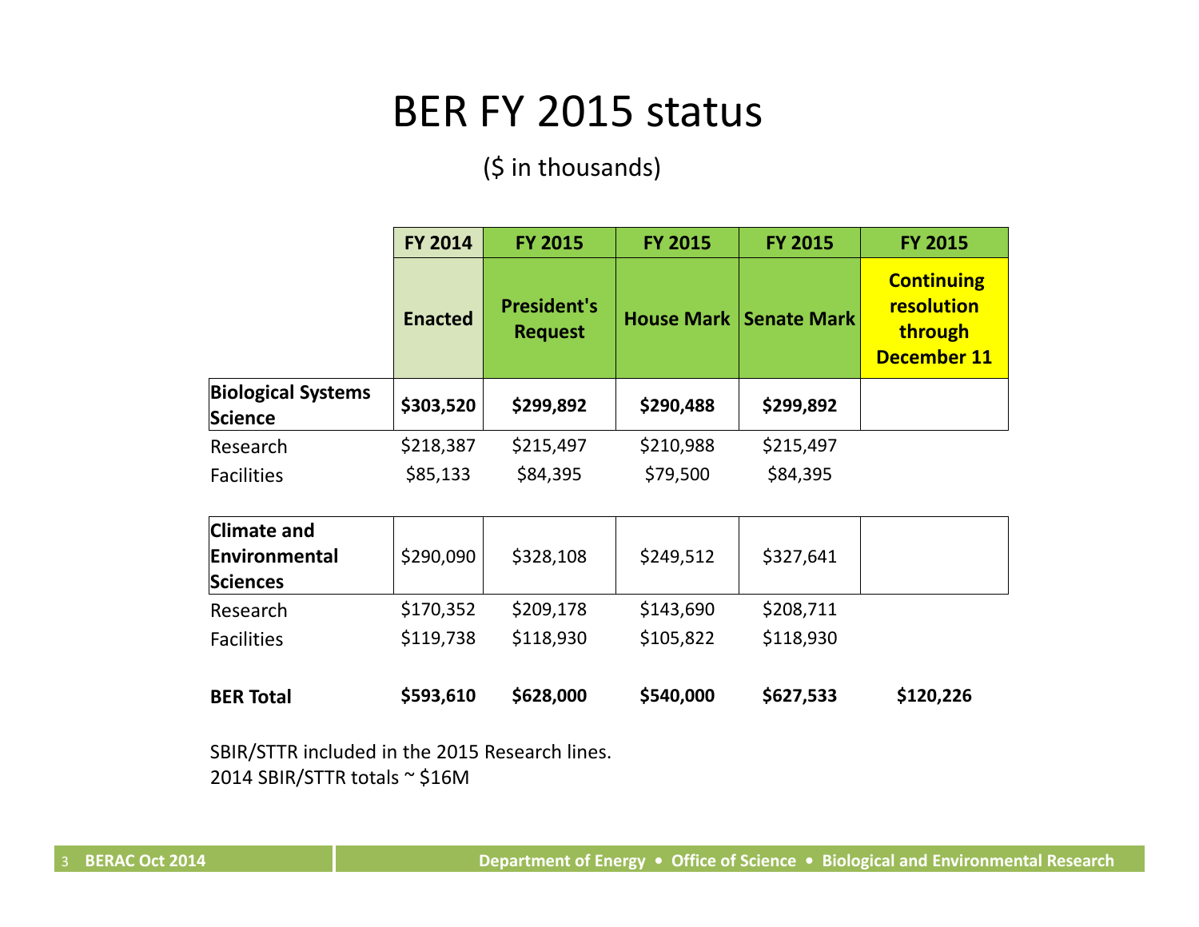# BER FY 2015 status

($ in thousands)

| | FY 2014 | FY 2015 | FY 2015 | FY 2015 | FY 2015 |
|---|---|---|---|---|---|
| | **Enacted** | **President's Request** | **House Mark** | **Senate Mark** | **Continuing resolution through December 11** |
| **Biological Systems Science** | **$303,520** | **$299,892** | **$290,488** | **$299,892** | |
| Research | $218,387 | $215,497 | $210,988 | $215,497 | |
| Facilities | $85,133 | $84,395 | $79,500 | $84,395 | |
| **Climate and Environmental Sciences** | $290,090 | $328,108 | $249,512 | $327,641 | |
| Research | $170,352 | $209,178 | $143,690 | $208,711 | |
| Facilities | $119,738 | $118,930 | $105,822 | $118,930 | |
| **BER Total** | **$593,610** | **$628,000** | **$540,000** | **$627,533** | **$120,226** |

SBIR/STTR included in the 2015 Research lines.
2014 SBIR/STTR totals ~ $16M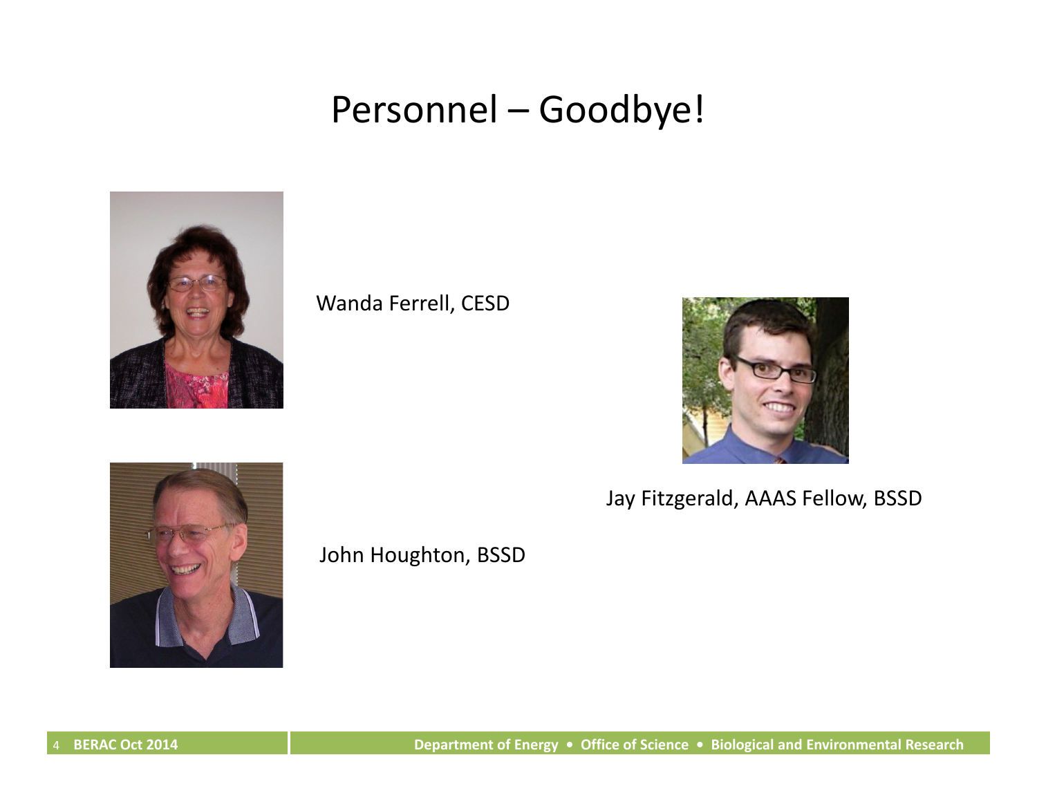# Personnel – Goodbye!

Wanda Ferrell, CESD

Jay Fitzgerald, AAAS Fellow, BSSD

John Houghton, BSSD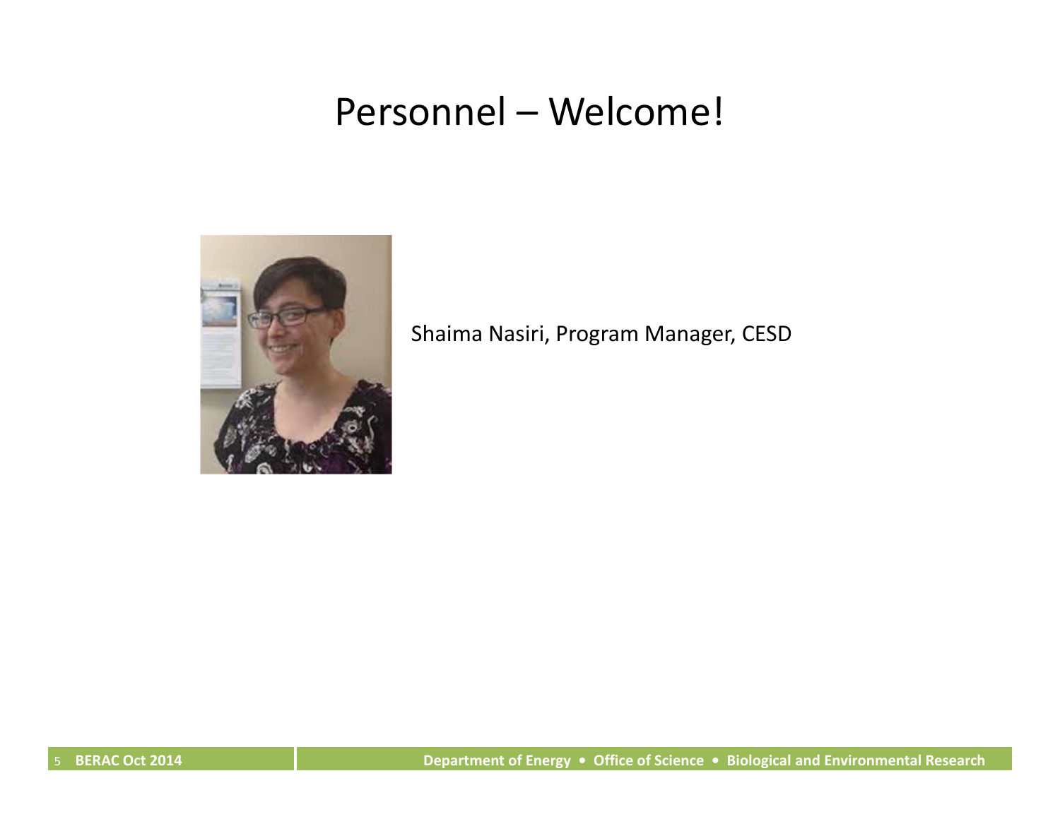# Personnel – Welcome!

Shaima Nasiri, Program Manager, CESD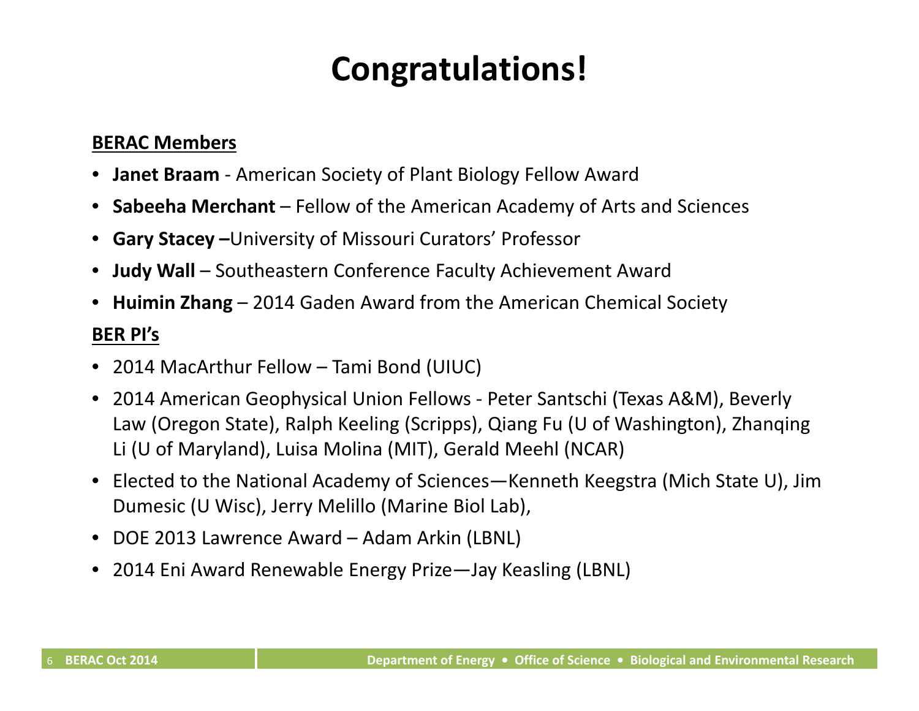# Congratulations!

**BERAC Members**

- **Janet Braam** - American Society of Plant Biology Fellow Award
- **Sabeeha Merchant** – Fellow of the American Academy of Arts and Sciences
- **Gary Stacey –**University of Missouri Curators' Professor
- **Judy Wall** – Southeastern Conference Faculty Achievement Award
- **Huimin Zhang** – 2014 Gaden Award from the American Chemical Society

**BER PI's**

- 2014 MacArthur Fellow – Tami Bond (UIUC)
- 2014 American Geophysical Union Fellows - Peter Santschi (Texas A&M), Beverly Law (Oregon State), Ralph Keeling (Scripps), Qiang Fu (U of Washington), Zhanqing Li (U of Maryland), Luisa Molina (MIT), Gerald Meehl (NCAR)
- Elected to the National Academy of Sciences—Kenneth Keegstra (Mich State U), Jim Dumesic (U Wisc), Jerry Melillo (Marine Biol Lab),
- DOE 2013 Lawrence Award – Adam Arkin (LBNL)
- 2014 Eni Award Renewable Energy Prize—Jay Keasling (LBNL)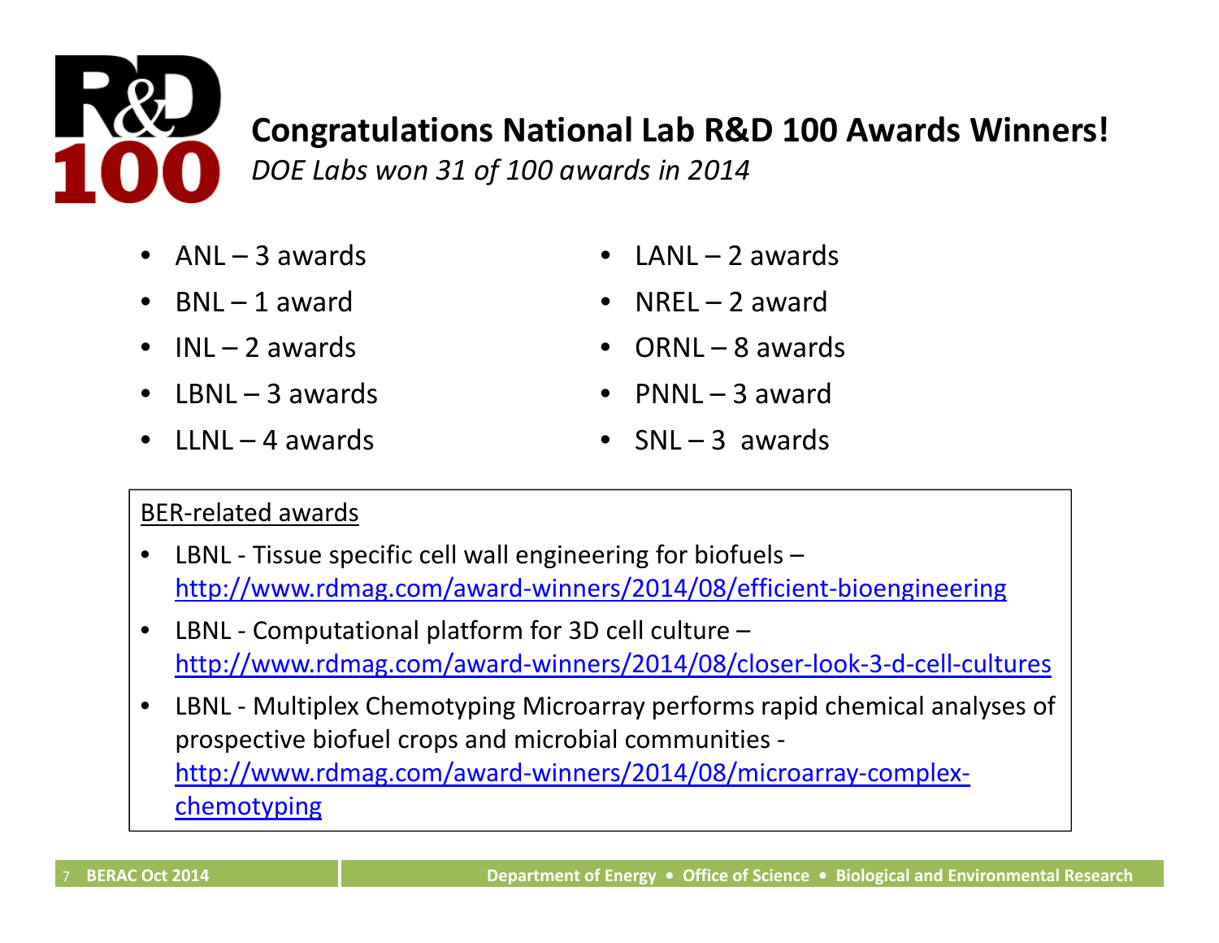# Congratulations National Lab R&D 100 Awards Winners!

*DOE Labs won 31 of 100 awards in 2014*

- ANL – 3 awards
- BNL – 1 award
- INL – 2 awards
- LBNL – 3 awards
- LLNL – 4 awards
- LANL – 2 awards
- NREL – 2 award
- ORNL – 8 awards
- PNNL – 3 award
- SNL – 3 awards

BER-related awards

- LBNL - Tissue specific cell wall engineering for biofuels – http://www.rdmag.com/award-winners/2014/08/efficient-bioengineering
- LBNL - Computational platform for 3D cell culture – http://www.rdmag.com/award-winners/2014/08/closer-look-3-d-cell-cultures
- LBNL - Multiplex Chemotyping Microarray performs rapid chemical analyses of prospective biofuel crops and microbial communities - http://www.rdmag.com/award-winners/2014/08/microarray-complex-chemotyping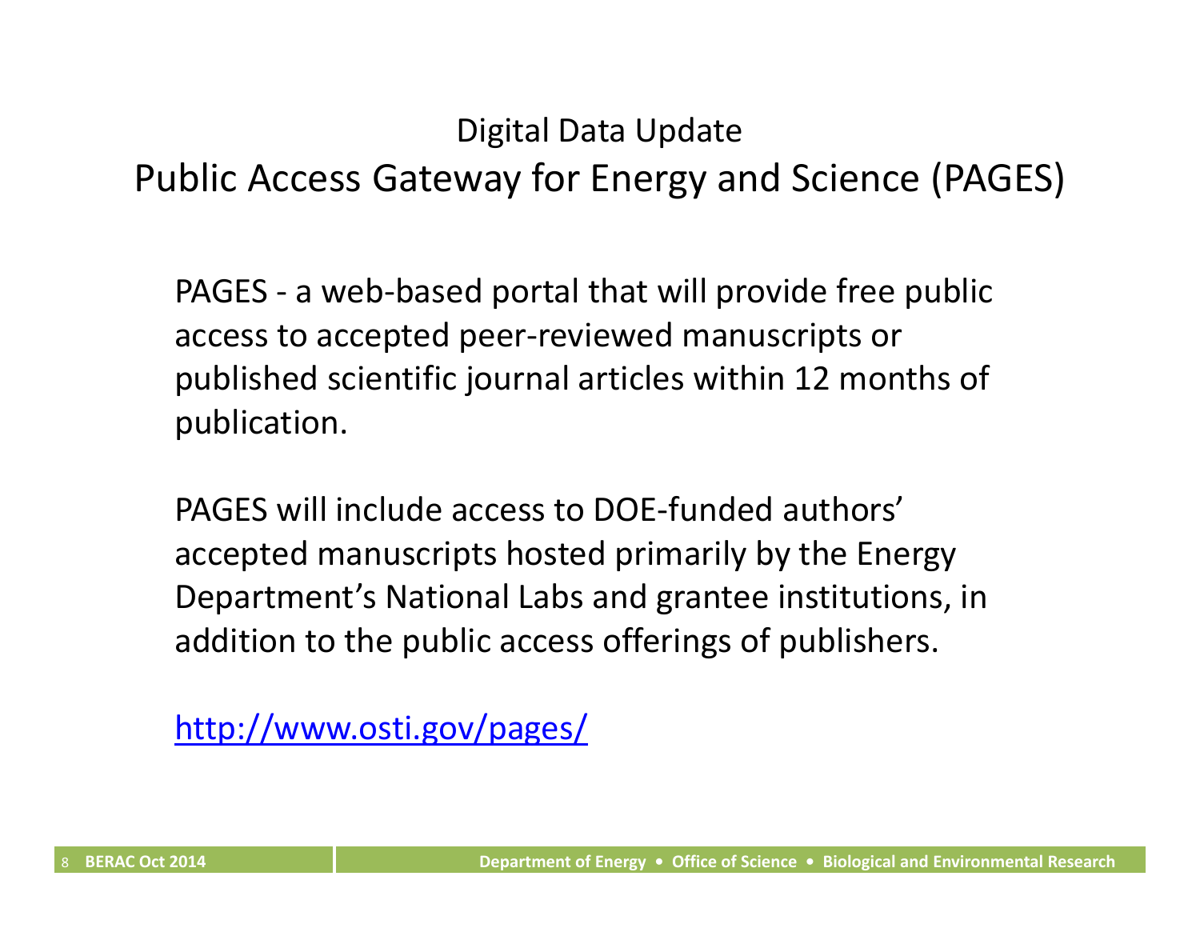## Digital Data Update

# Public Access Gateway for Energy and Science (PAGES)

PAGES - a web-based portal that will provide free public access to accepted peer-reviewed manuscripts or published scientific journal articles within 12 months of publication.

PAGES will include access to DOE-funded authors' accepted manuscripts hosted primarily by the Energy Department's National Labs and grantee institutions, in addition to the public access offerings of publishers.

http://www.osti.gov/pages/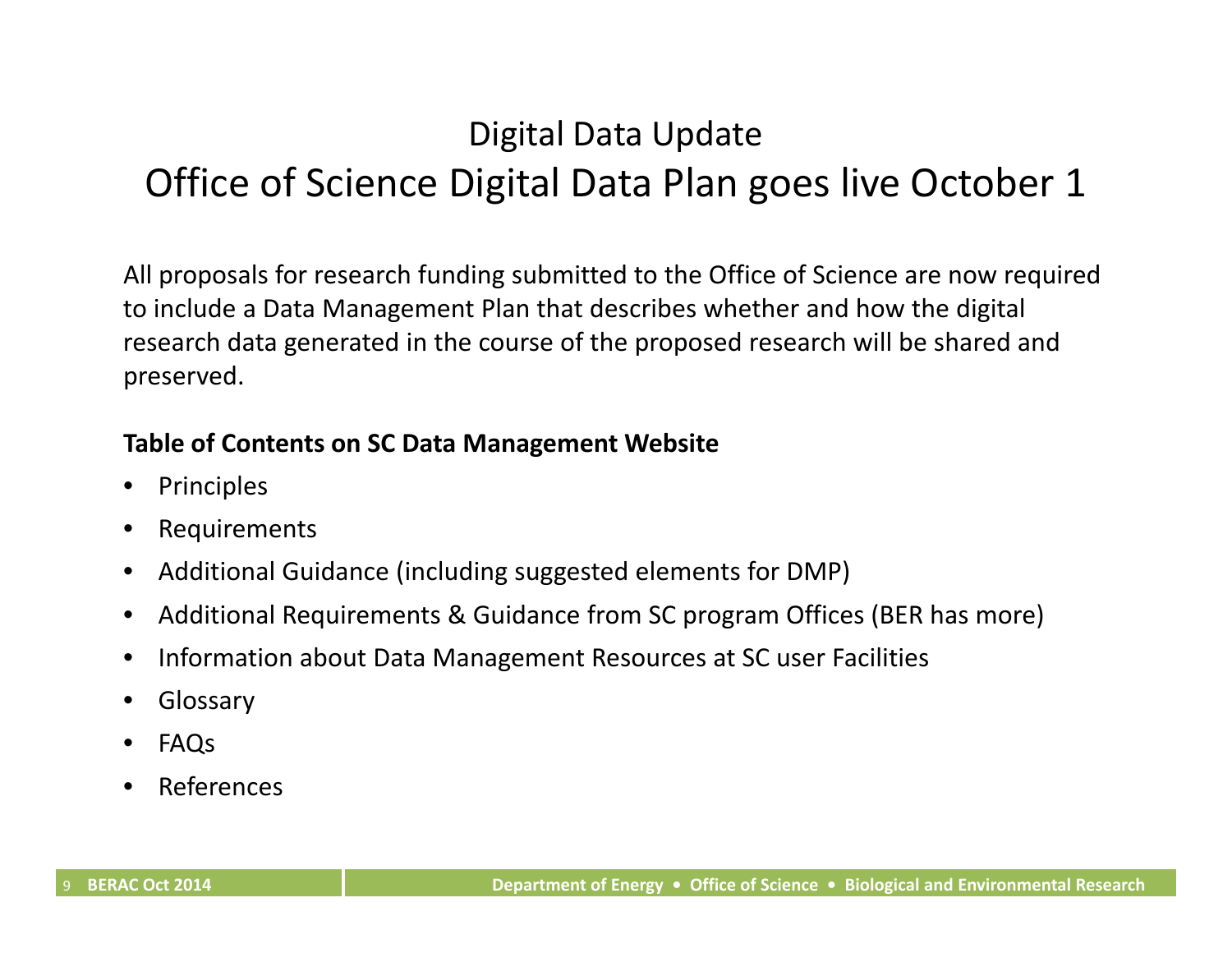# Digital Data Update

## Office of Science Digital Data Plan goes live October 1

All proposals for research funding submitted to the Office of Science are now required to include a Data Management Plan that describes whether and how the digital research data generated in the course of the proposed research will be shared and preserved.

**Table of Contents on SC Data Management Website**

- Principles
- Requirements
- Additional Guidance (including suggested elements for DMP)
- Additional Requirements & Guidance from SC program Offices (BER has more)
- Information about Data Management Resources at SC user Facilities
- Glossary
- FAQs
- References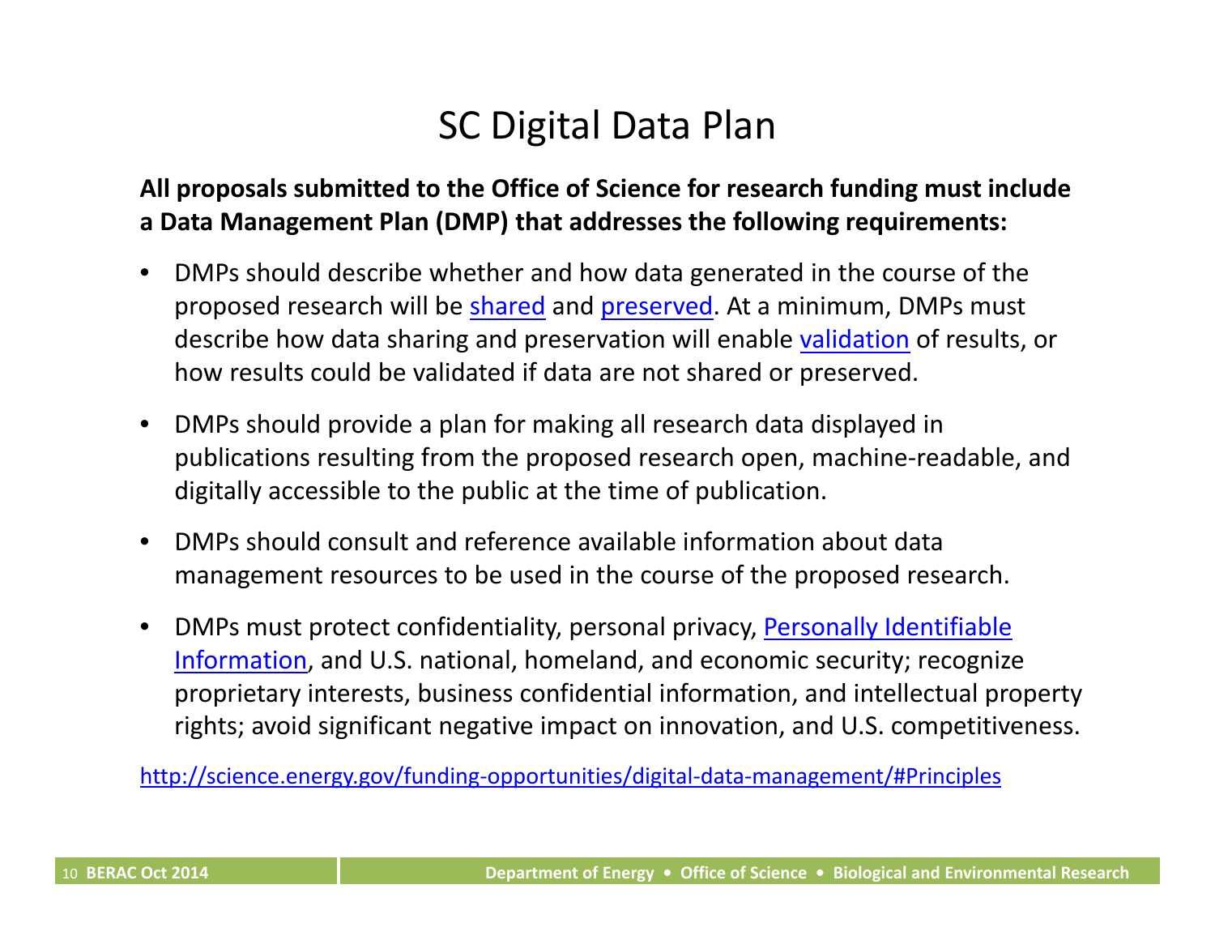# SC Digital Data Plan

**All proposals submitted to the Office of Science for research funding must include a Data Management Plan (DMP) that addresses the following requirements:**

- DMPs should describe whether and how data generated in the course of the proposed research will be shared and preserved. At a minimum, DMPs must describe how data sharing and preservation will enable validation of results, or how results could be validated if data are not shared or preserved.
- DMPs should provide a plan for making all research data displayed in publications resulting from the proposed research open, machine-readable, and digitally accessible to the public at the time of publication.
- DMPs should consult and reference available information about data management resources to be used in the course of the proposed research.
- DMPs must protect confidentiality, personal privacy, Personally Identifiable Information, and U.S. national, homeland, and economic security; recognize proprietary interests, business confidential information, and intellectual property rights; avoid significant negative impact on innovation, and U.S. competitiveness.

http://science.energy.gov/funding-opportunities/digital-data-management/#Principles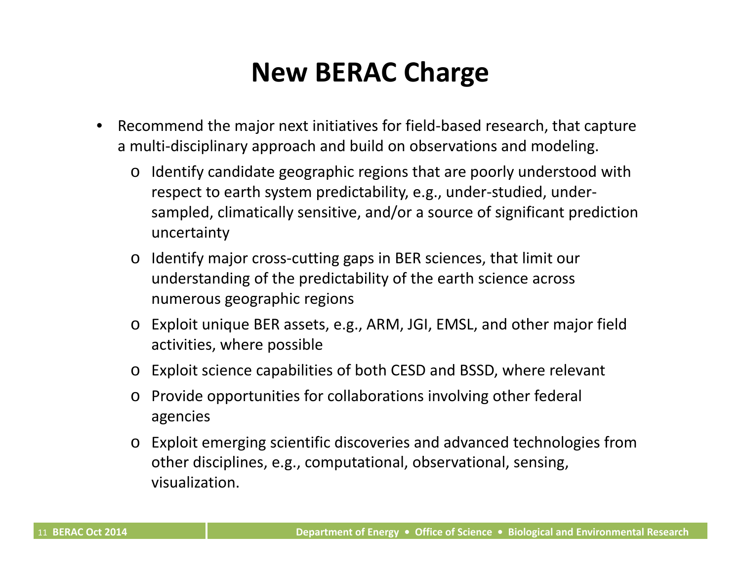# New BERAC Charge

- Recommend the major next initiatives for field-based research, that capture a multi-disciplinary approach and build on observations and modeling.
  - Identify candidate geographic regions that are poorly understood with respect to earth system predictability, e.g., under-studied, under-sampled, climatically sensitive, and/or a source of significant prediction uncertainty
  - Identify major cross-cutting gaps in BER sciences, that limit our understanding of the predictability of the earth science across numerous geographic regions
  - Exploit unique BER assets, e.g., ARM, JGI, EMSL, and other major field activities, where possible
  - Exploit science capabilities of both CESD and BSSD, where relevant
  - Provide opportunities for collaborations involving other federal agencies
  - Exploit emerging scientific discoveries and advanced technologies from other disciplines, e.g., computational, observational, sensing, visualization.